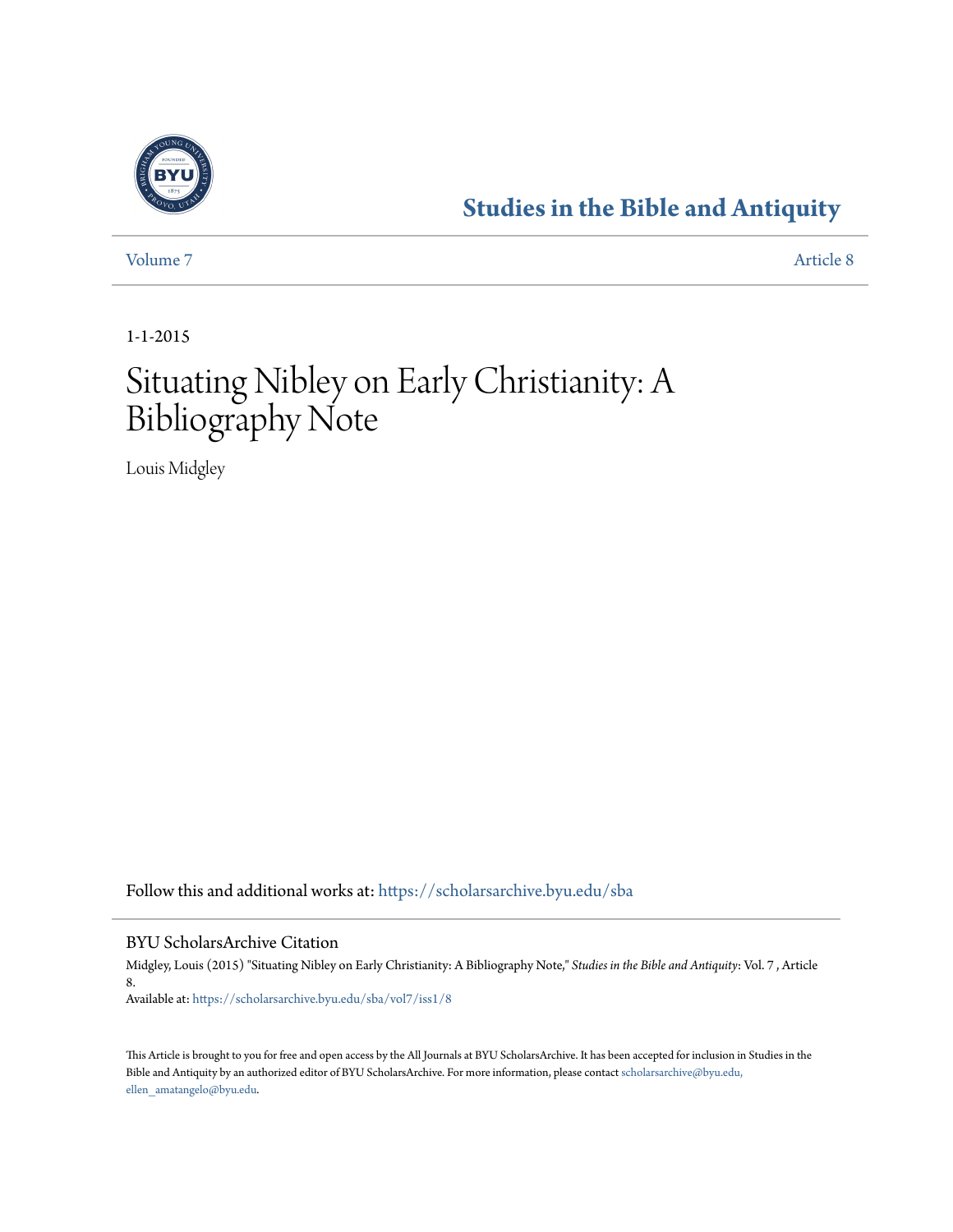Studies in the Bible and Antiquity

Volume 7 | Article 8

1-1-2015

# Situating Nibley on Early Christianity: A Bibliography Note

Louis Midgley

Follow this and additional works at: https://scholarsarchive.byu.edu/sba

BYU ScholarsArchive Citation

Midgley, Louis (2015) "Situating Nibley on Early Christianity: A Bibliography Note," *Studies in the Bible and Antiquity*: Vol. 7 , Article 8.
Available at: https://scholarsarchive.byu.edu/sba/vol7/iss1/8

This Article is brought to you for free and open access by the All Journals at BYU ScholarsArchive. It has been accepted for inclusion in Studies in the Bible and Antiquity by an authorized editor of BYU ScholarsArchive. For more information, please contact scholarsarchive@byu.edu, ellen_amatangelo@byu.edu.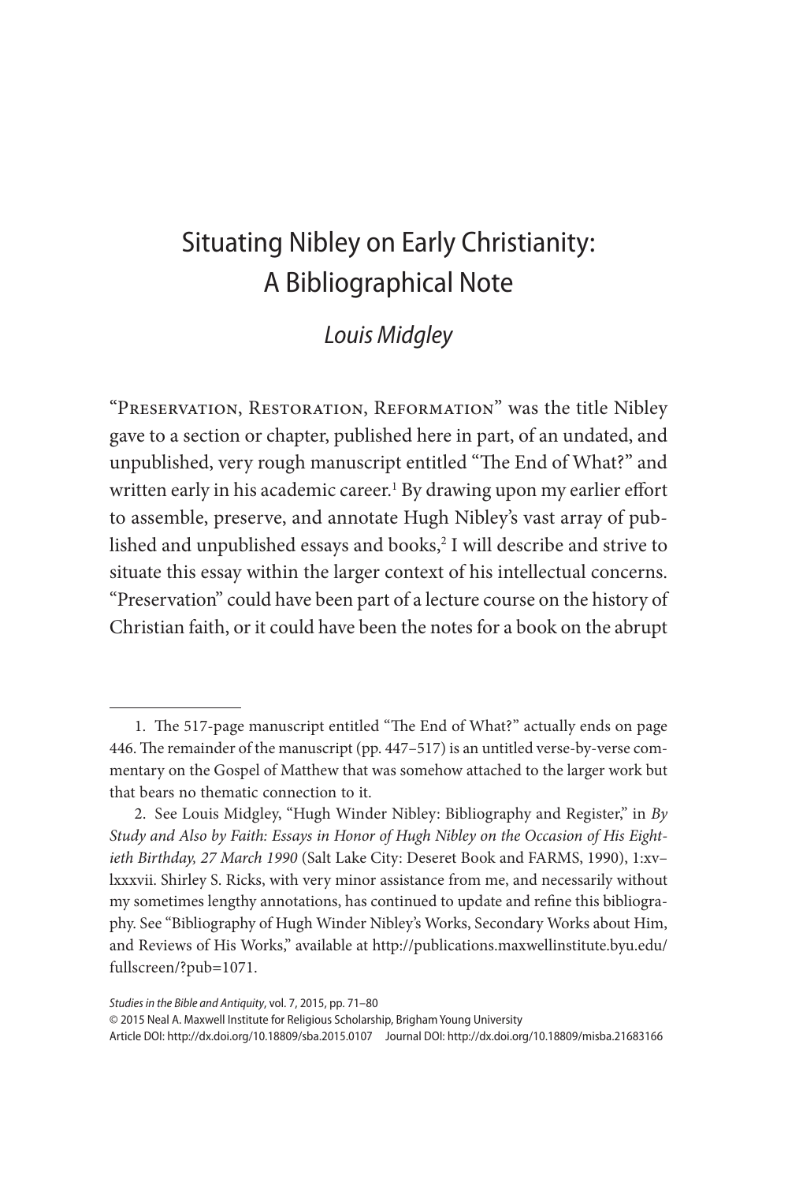# Situating Nibley on Early Christianity: A Bibliographical Note

*Louis Midgley*

"Preservation, Restoration, Reformation" was the title Nibley gave to a section or chapter, published here in part, of an undated, and unpublished, very rough manuscript entitled "The End of What?" and written early in his academic career.[1] By drawing upon my earlier effort to assemble, preserve, and annotate Hugh Nibley's vast array of published and unpublished essays and books,[2] I will describe and strive to situate this essay within the larger context of his intellectual concerns. "Preservation" could have been part of a lecture course on the history of Christian faith, or it could have been the notes for a book on the abrupt

1. The 517-page manuscript entitled "The End of What?" actually ends on page 446. The remainder of the manuscript (pp. 447–517) is an untitled verse-by-verse commentary on the Gospel of Matthew that was somehow attached to the larger work but that bears no thematic connection to it.

2. See Louis Midgley, "Hugh Winder Nibley: Bibliography and Register," in *By Study and Also by Faith: Essays in Honor of Hugh Nibley on the Occasion of His Eightieth Birthday, 27 March 1990* (Salt Lake City: Deseret Book and FARMS, 1990), 1:xv–lxxxvii. Shirley S. Ricks, with very minor assistance from me, and necessarily without my sometimes lengthy annotations, has continued to update and refine this bibliography. See "Bibliography of Hugh Winder Nibley's Works, Secondary Works about Him, and Reviews of His Works," available at http://publications.maxwellinstitute.byu.edu/fullscreen/?pub=1071.

*Studies in the Bible and Antiquity*, vol. 7, 2015, pp. 71–80
© 2015 Neal A. Maxwell Institute for Religious Scholarship, Brigham Young University
Article DOI: http://dx.doi.org/10.18809/sba.2015.0107 Journal DOI: http://dx.doi.org/10.18809/misba.21683166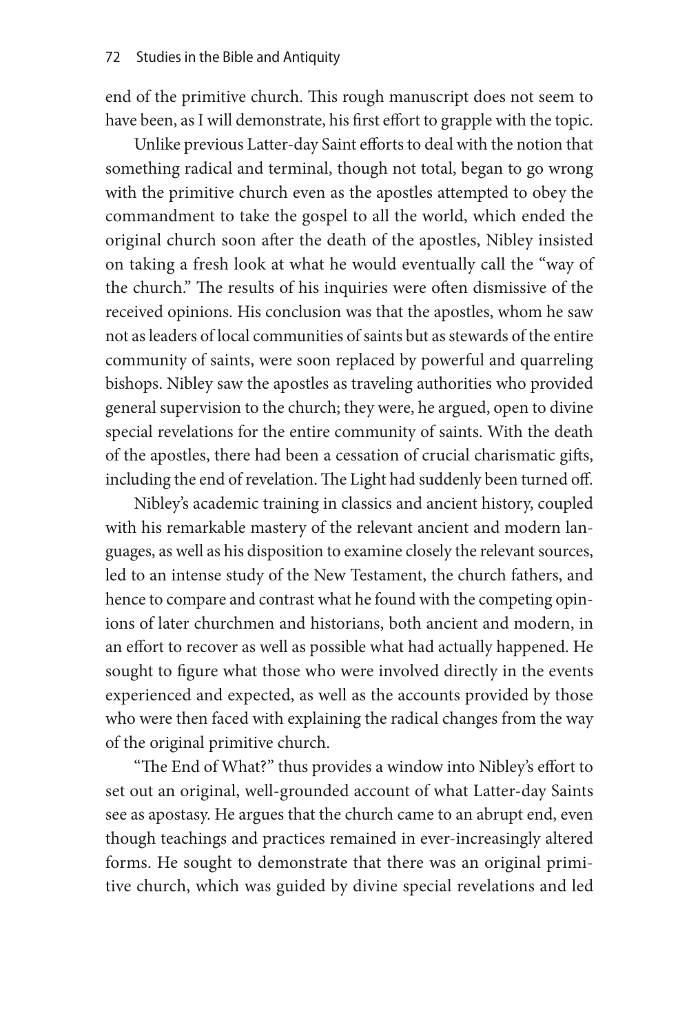end of the primitive church. This rough manuscript does not seem to have been, as I will demonstrate, his first effort to grapple with the topic.

Unlike previous Latter-day Saint efforts to deal with the notion that something radical and terminal, though not total, began to go wrong with the primitive church even as the apostles attempted to obey the commandment to take the gospel to all the world, which ended the original church soon after the death of the apostles, Nibley insisted on taking a fresh look at what he would eventually call the "way of the church." The results of his inquiries were often dismissive of the received opinions. His conclusion was that the apostles, whom he saw not as leaders of local communities of saints but as stewards of the entire community of saints, were soon replaced by powerful and quarreling bishops. Nibley saw the apostles as traveling authorities who provided general supervision to the church; they were, he argued, open to divine special revelations for the entire community of saints. With the death of the apostles, there had been a cessation of crucial charismatic gifts, including the end of revelation. The Light had suddenly been turned off.

Nibley's academic training in classics and ancient history, coupled with his remarkable mastery of the relevant ancient and modern languages, as well as his disposition to examine closely the relevant sources, led to an intense study of the New Testament, the church fathers, and hence to compare and contrast what he found with the competing opinions of later churchmen and historians, both ancient and modern, in an effort to recover as well as possible what had actually happened. He sought to figure what those who were involved directly in the events experienced and expected, as well as the accounts provided by those who were then faced with explaining the radical changes from the way of the original primitive church.

"The End of What?" thus provides a window into Nibley's effort to set out an original, well-grounded account of what Latter-day Saints see as apostasy. He argues that the church came to an abrupt end, even though teachings and practices remained in ever-increasingly altered forms. He sought to demonstrate that there was an original primitive church, which was guided by divine special revelations and led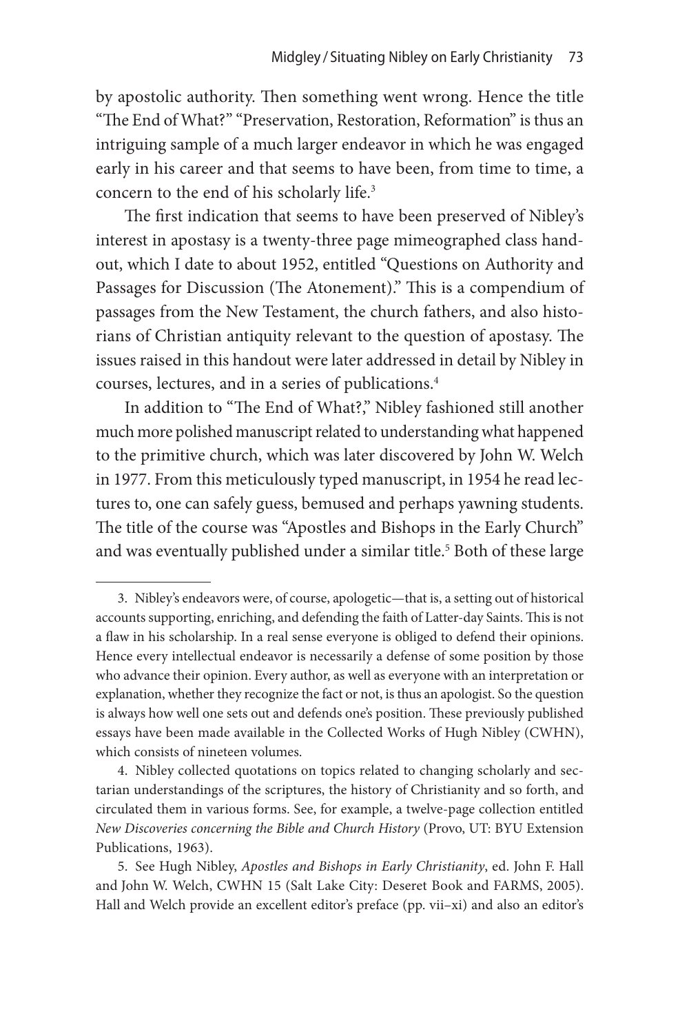by apostolic authority. Then something went wrong. Hence the title "The End of What?" "Preservation, Restoration, Reformation" is thus an intriguing sample of a much larger endeavor in which he was engaged early in his career and that seems to have been, from time to time, a concern to the end of his scholarly life.[3]

The first indication that seems to have been preserved of Nibley's interest in apostasy is a twenty-three page mimeographed class handout, which I date to about 1952, entitled "Questions on Authority and Passages for Discussion (The Atonement)." This is a compendium of passages from the New Testament, the church fathers, and also historians of Christian antiquity relevant to the question of apostasy. The issues raised in this handout were later addressed in detail by Nibley in courses, lectures, and in a series of publications.[4]

In addition to "The End of What?," Nibley fashioned still another much more polished manuscript related to understanding what happened to the primitive church, which was later discovered by John W. Welch in 1977. From this meticulously typed manuscript, in 1954 he read lectures to, one can safely guess, bemused and perhaps yawning students. The title of the course was "Apostles and Bishops in the Early Church" and was eventually published under a similar title.[5] Both of these large

---

3. Nibley's endeavors were, of course, apologetic—that is, a setting out of historical accounts supporting, enriching, and defending the faith of Latter-day Saints. This is not a flaw in his scholarship. In a real sense everyone is obliged to defend their opinions. Hence every intellectual endeavor is necessarily a defense of some position by those who advance their opinion. Every author, as well as everyone with an interpretation or explanation, whether they recognize the fact or not, is thus an apologist. So the question is always how well one sets out and defends one's position. These previously published essays have been made available in the Collected Works of Hugh Nibley (CWHN), which consists of nineteen volumes.

4. Nibley collected quotations on topics related to changing scholarly and sectarian understandings of the scriptures, the history of Christianity and so forth, and circulated them in various forms. See, for example, a twelve-page collection entitled *New Discoveries concerning the Bible and Church History* (Provo, UT: BYU Extension Publications, 1963).

5. See Hugh Nibley, *Apostles and Bishops in Early Christianity*, ed. John F. Hall and John W. Welch, CWHN 15 (Salt Lake City: Deseret Book and FARMS, 2005). Hall and Welch provide an excellent editor's preface (pp. vii–xi) and also an editor's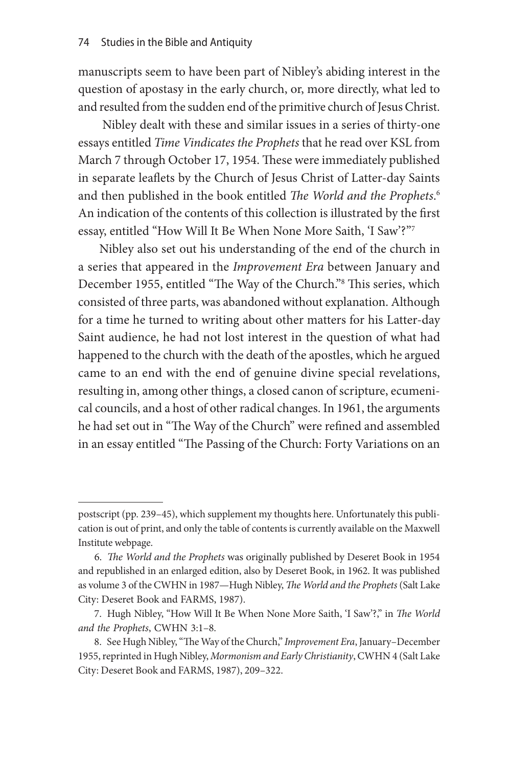manuscripts seem to have been part of Nibley's abiding interest in the question of apostasy in the early church, or, more directly, what led to and resulted from the sudden end of the primitive church of Jesus Christ.

Nibley dealt with these and similar issues in a series of thirty-one essays entitled *Time Vindicates the Prophets* that he read over KSL from March 7 through October 17, 1954. These were immediately published in separate leaflets by the Church of Jesus Christ of Latter-day Saints and then published in the book entitled *The World and the Prophets*.[6] An indication of the contents of this collection is illustrated by the first essay, entitled "How Will It Be When None More Saith, 'I Saw'?"[7]

Nibley also set out his understanding of the end of the church in a series that appeared in the *Improvement Era* between January and December 1955, entitled "The Way of the Church."[8] This series, which consisted of three parts, was abandoned without explanation. Although for a time he turned to writing about other matters for his Latter-day Saint audience, he had not lost interest in the question of what had happened to the church with the death of the apostles, which he argued came to an end with the end of genuine divine special revelations, resulting in, among other things, a closed canon of scripture, ecumenical councils, and a host of other radical changes. In 1961, the arguments he had set out in "The Way of the Church" were refined and assembled in an essay entitled "The Passing of the Church: Forty Variations on an

---

postscript (pp. 239–45), which supplement my thoughts here. Unfortunately this publication is out of print, and only the table of contents is currently available on the Maxwell Institute webpage.

6. *The World and the Prophets* was originally published by Deseret Book in 1954 and republished in an enlarged edition, also by Deseret Book, in 1962. It was published as volume 3 of the CWHN in 1987—Hugh Nibley, *The World and the Prophets* (Salt Lake City: Deseret Book and FARMS, 1987).

7. Hugh Nibley, "How Will It Be When None More Saith, 'I Saw'?," in *The World and the Prophets*, CWHN 3:1–8.

8. See Hugh Nibley, "The Way of the Church," *Improvement Era*, January–December 1955, reprinted in Hugh Nibley, *Mormonism and Early Christianity*, CWHN 4 (Salt Lake City: Deseret Book and FARMS, 1987), 209–322.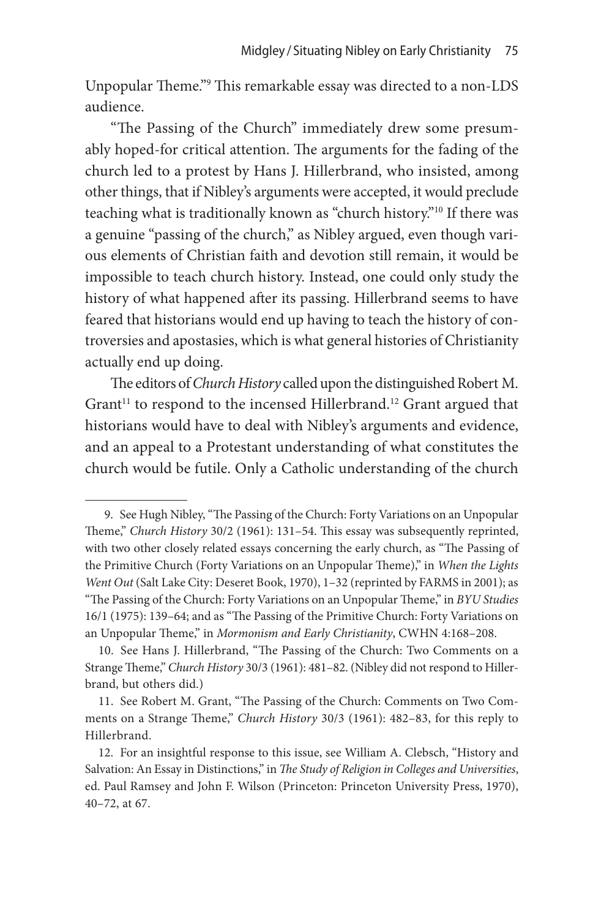Unpopular Theme."[9] This remarkable essay was directed to a non-LDS audience.

"The Passing of the Church" immediately drew some presumably hoped-for critical attention. The arguments for the fading of the church led to a protest by Hans J. Hillerbrand, who insisted, among other things, that if Nibley's arguments were accepted, it would preclude teaching what is traditionally known as "church history."[10] If there was a genuine "passing of the church," as Nibley argued, even though various elements of Christian faith and devotion still remain, it would be impossible to teach church history. Instead, one could only study the history of what happened after its passing. Hillerbrand seems to have feared that historians would end up having to teach the history of controversies and apostasies, which is what general histories of Christianity actually end up doing.

The editors of *Church History* called upon the distinguished Robert M. Grant[11] to respond to the incensed Hillerbrand.[12] Grant argued that historians would have to deal with Nibley's arguments and evidence, and an appeal to a Protestant understanding of what constitutes the church would be futile. Only a Catholic understanding of the church

---

9. See Hugh Nibley, "The Passing of the Church: Forty Variations on an Unpopular Theme," *Church History* 30/2 (1961): 131–54. This essay was subsequently reprinted, with two other closely related essays concerning the early church, as "The Passing of the Primitive Church (Forty Variations on an Unpopular Theme)," in *When the Lights Went Out* (Salt Lake City: Deseret Book, 1970), 1–32 (reprinted by FARMS in 2001); as "The Passing of the Church: Forty Variations on an Unpopular Theme," in *BYU Studies* 16/1 (1975): 139–64; and as "The Passing of the Primitive Church: Forty Variations on an Unpopular Theme," in *Mormonism and Early Christianity*, CWHN 4:168–208.

10. See Hans J. Hillerbrand, "The Passing of the Church: Two Comments on a Strange Theme," *Church History* 30/3 (1961): 481–82. (Nibley did not respond to Hillerbrand, but others did.)

11. See Robert M. Grant, "The Passing of the Church: Comments on Two Comments on a Strange Theme," *Church History* 30/3 (1961): 482–83, for this reply to Hillerbrand.

12. For an insightful response to this issue, see William A. Clebsch, "History and Salvation: An Essay in Distinctions," in *The Study of Religion in Colleges and Universities*, ed. Paul Ramsey and John F. Wilson (Princeton: Princeton University Press, 1970), 40–72, at 67.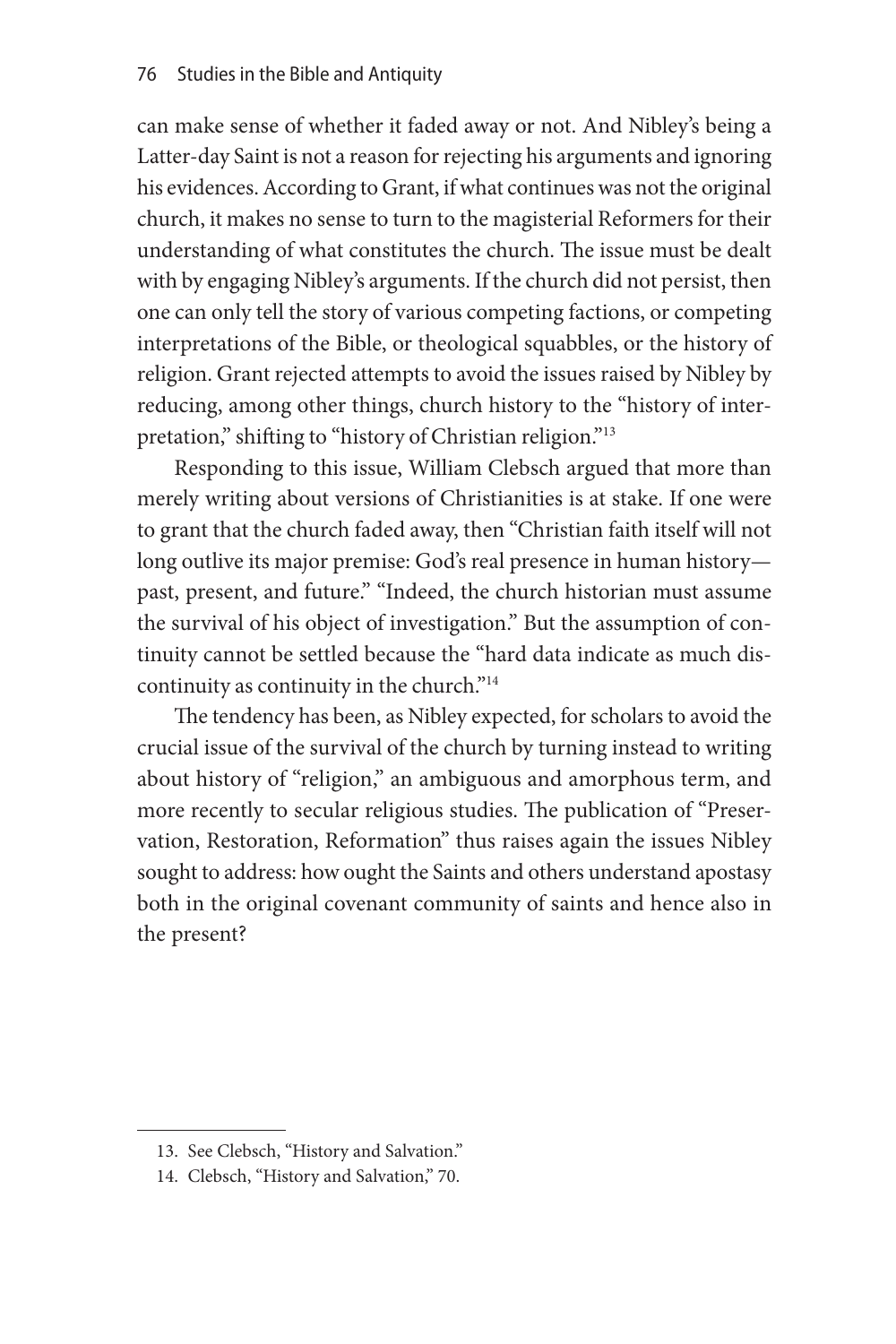can make sense of whether it faded away or not. And Nibley's being a Latter-day Saint is not a reason for rejecting his arguments and ignoring his evidences. According to Grant, if what continues was not the original church, it makes no sense to turn to the magisterial Reformers for their understanding of what constitutes the church. The issue must be dealt with by engaging Nibley's arguments. If the church did not persist, then one can only tell the story of various competing factions, or competing interpretations of the Bible, or theological squabbles, or the history of religion. Grant rejected attempts to avoid the issues raised by Nibley by reducing, among other things, church history to the "history of interpretation," shifting to "history of Christian religion."[13]

Responding to this issue, William Clebsch argued that more than merely writing about versions of Christianities is at stake. If one were to grant that the church faded away, then "Christian faith itself will not long outlive its major premise: God's real presence in human history—past, present, and future." "Indeed, the church historian must assume the survival of his object of investigation." But the assumption of continuity cannot be settled because the "hard data indicate as much discontinuity as continuity in the church."[14]

The tendency has been, as Nibley expected, for scholars to avoid the crucial issue of the survival of the church by turning instead to writing about history of "religion," an ambiguous and amorphous term, and more recently to secular religious studies. The publication of "Preservation, Restoration, Reformation" thus raises again the issues Nibley sought to address: how ought the Saints and others understand apostasy both in the original covenant community of saints and hence also in the present?

---

13. See Clebsch, "History and Salvation."

14. Clebsch, "History and Salvation," 70.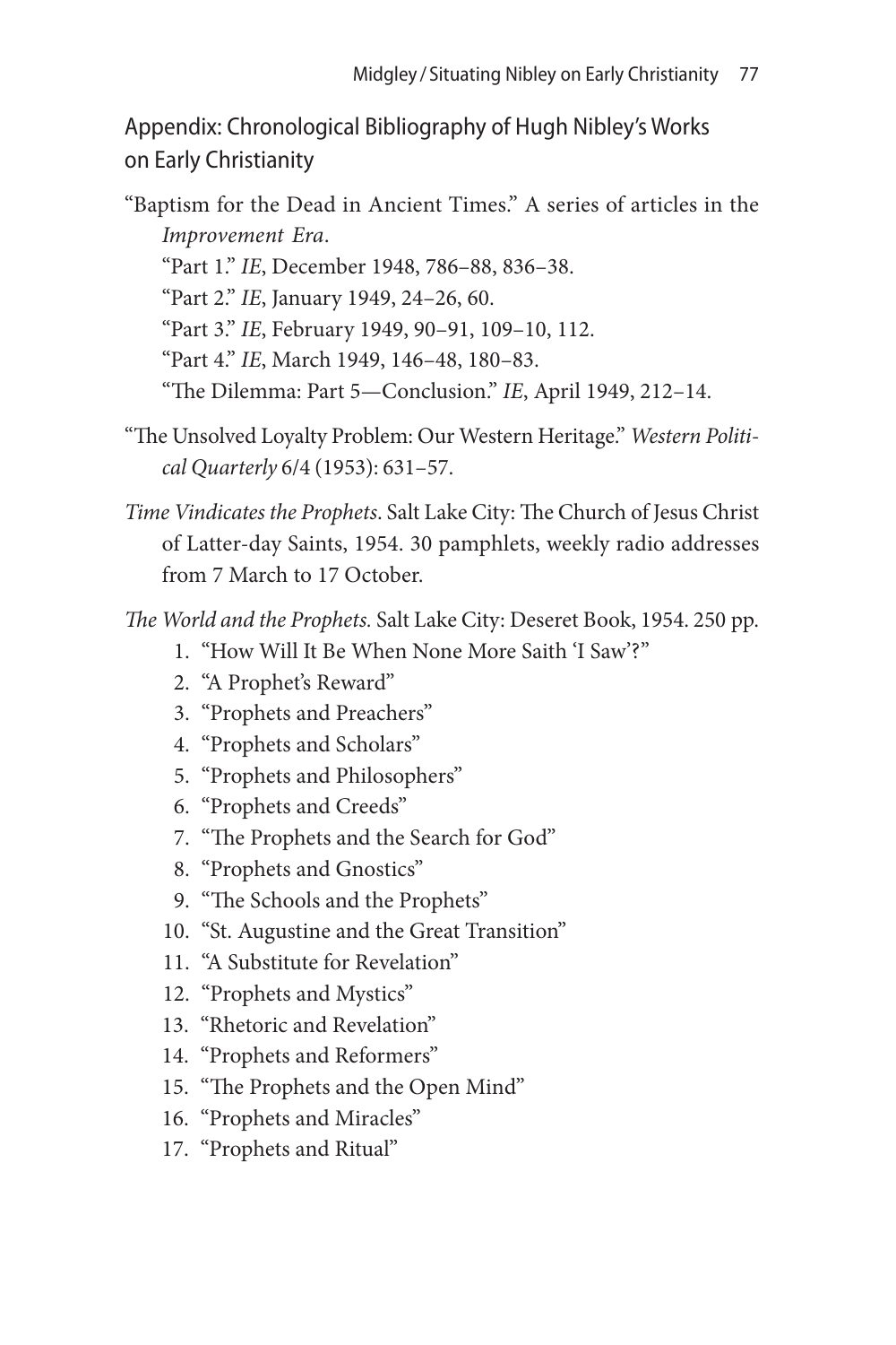## Appendix: Chronological Bibliography of Hugh Nibley's Works on Early Christianity

"Baptism for the Dead in Ancient Times." A series of articles in the *Improvement Era*.

"Part 1." *IE*, December 1948, 786–88, 836–38.

"Part 2." *IE*, January 1949, 24–26, 60.

"Part 3." *IE*, February 1949, 90–91, 109–10, 112.

"Part 4." *IE*, March 1949, 146–48, 180–83.

"The Dilemma: Part 5—Conclusion." *IE*, April 1949, 212–14.

"The Unsolved Loyalty Problem: Our Western Heritage." *Western Political Quarterly* 6/4 (1953): 631–57.

*Time Vindicates the Prophets*. Salt Lake City: The Church of Jesus Christ of Latter-day Saints, 1954. 30 pamphlets, weekly radio addresses from 7 March to 17 October.

*The World and the Prophets.* Salt Lake City: Deseret Book, 1954. 250 pp.

1. "How Will It Be When None More Saith 'I Saw'?"
2. "A Prophet's Reward"
3. "Prophets and Preachers"
4. "Prophets and Scholars"
5. "Prophets and Philosophers"
6. "Prophets and Creeds"
7. "The Prophets and the Search for God"
8. "Prophets and Gnostics"
9. "The Schools and the Prophets"
10. "St. Augustine and the Great Transition"
11. "A Substitute for Revelation"
12. "Prophets and Mystics"
13. "Rhetoric and Revelation"
14. "Prophets and Reformers"
15. "The Prophets and the Open Mind"
16. "Prophets and Miracles"
17. "Prophets and Ritual"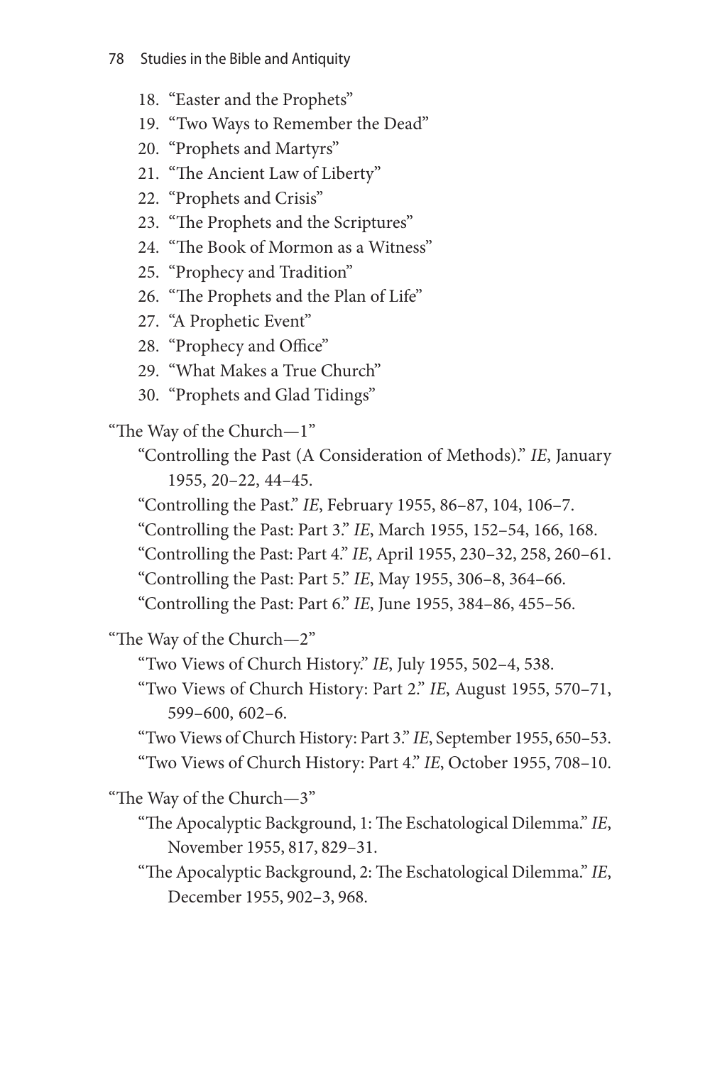18. "Easter and the Prophets"
19. "Two Ways to Remember the Dead"
20. "Prophets and Martyrs"
21. "The Ancient Law of Liberty"
22. "Prophets and Crisis"
23. "The Prophets and the Scriptures"
24. "The Book of Mormon as a Witness"
25. "Prophecy and Tradition"
26. "The Prophets and the Plan of Life"
27. "A Prophetic Event"
28. "Prophecy and Office"
29. "What Makes a True Church"
30. "Prophets and Glad Tidings"

"The Way of the Church—1"

"Controlling the Past (A Consideration of Methods)." *IE*, January 1955, 20–22, 44–45.

"Controlling the Past." *IE*, February 1955, 86–87, 104, 106–7.

"Controlling the Past: Part 3." *IE*, March 1955, 152–54, 166, 168.

"Controlling the Past: Part 4." *IE*, April 1955, 230–32, 258, 260–61.

"Controlling the Past: Part 5." *IE*, May 1955, 306–8, 364–66.

"Controlling the Past: Part 6." *IE*, June 1955, 384–86, 455–56.

"The Way of the Church—2"

"Two Views of Church History." *IE*, July 1955, 502–4, 538.

"Two Views of Church History: Part 2." *IE*, August 1955, 570–71, 599–600, 602–6.

"Two Views of Church History: Part 3." *IE*, September 1955, 650–53.

"Two Views of Church History: Part 4." *IE*, October 1955, 708–10.

"The Way of the Church—3"

"The Apocalyptic Background, 1: The Eschatological Dilemma." *IE*, November 1955, 817, 829–31.

"The Apocalyptic Background, 2: The Eschatological Dilemma." *IE*, December 1955, 902–3, 968.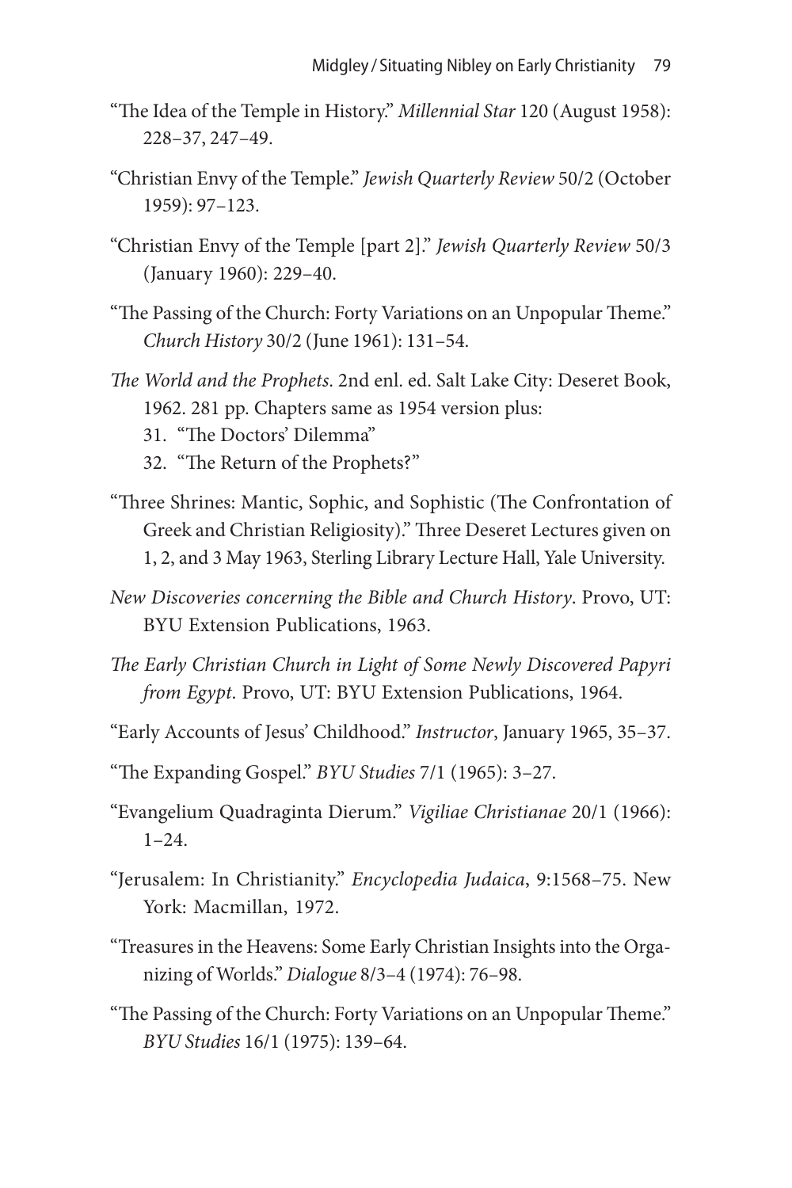"The Idea of the Temple in History." *Millennial Star* 120 (August 1958): 228–37, 247–49.

"Christian Envy of the Temple." *Jewish Quarterly Review* 50/2 (October 1959): 97–123.

"Christian Envy of the Temple [part 2]." *Jewish Quarterly Review* 50/3 (January 1960): 229–40.

"The Passing of the Church: Forty Variations on an Unpopular Theme." *Church History* 30/2 (June 1961): 131–54.

*The World and the Prophets*. 2nd enl. ed. Salt Lake City: Deseret Book, 1962. 281 pp. Chapters same as 1954 version plus:

31. "The Doctors' Dilemma"
32. "The Return of the Prophets?"

"Three Shrines: Mantic, Sophic, and Sophistic (The Confrontation of Greek and Christian Religiosity)." Three Deseret Lectures given on 1, 2, and 3 May 1963, Sterling Library Lecture Hall, Yale University.

*New Discoveries concerning the Bible and Church History*. Provo, UT: BYU Extension Publications, 1963.

*The Early Christian Church in Light of Some Newly Discovered Papyri from Egypt*. Provo, UT: BYU Extension Publications, 1964.

"Early Accounts of Jesus' Childhood." *Instructor*, January 1965, 35–37.

"The Expanding Gospel." *BYU Studies* 7/1 (1965): 3–27.

"Evangelium Quadraginta Dierum." *Vigiliae Christianae* 20/1 (1966): 1–24.

"Jerusalem: In Christianity." *Encyclopedia Judaica*, 9:1568–75. New York: Macmillan, 1972.

"Treasures in the Heavens: Some Early Christian Insights into the Organizing of Worlds." *Dialogue* 8/3–4 (1974): 76–98.

"The Passing of the Church: Forty Variations on an Unpopular Theme." *BYU Studies* 16/1 (1975): 139–64.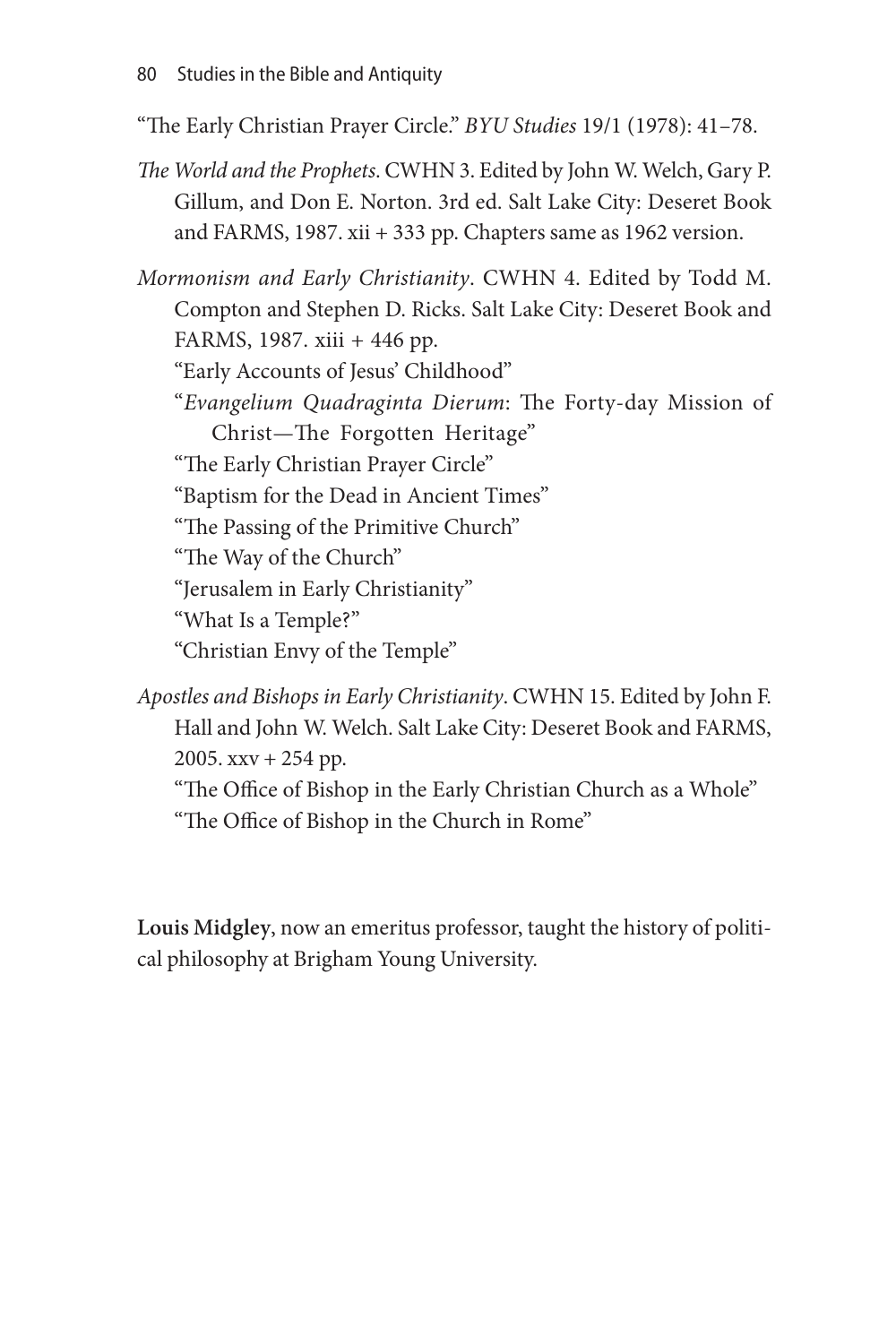"The Early Christian Prayer Circle." *BYU Studies* 19/1 (1978): 41–78.

*The World and the Prophets*. CWHN 3. Edited by John W. Welch, Gary P. Gillum, and Don E. Norton. 3rd ed. Salt Lake City: Deseret Book and FARMS, 1987. xii + 333 pp. Chapters same as 1962 version.

*Mormonism and Early Christianity*. CWHN 4. Edited by Todd M. Compton and Stephen D. Ricks. Salt Lake City: Deseret Book and FARMS, 1987. xiii + 446 pp.

"Early Accounts of Jesus' Childhood"

"*Evangelium Quadraginta Dierum*: The Forty-day Mission of Christ—The Forgotten Heritage"

"The Early Christian Prayer Circle"

"Baptism for the Dead in Ancient Times"

"The Passing of the Primitive Church"

"The Way of the Church"

"Jerusalem in Early Christianity"

"What Is a Temple?"

"Christian Envy of the Temple"

*Apostles and Bishops in Early Christianity*. CWHN 15. Edited by John F. Hall and John W. Welch. Salt Lake City: Deseret Book and FARMS, 2005. xxv + 254 pp.

"The Office of Bishop in the Early Christian Church as a Whole"

"The Office of Bishop in the Church in Rome"

**Louis Midgley**, now an emeritus professor, taught the history of political philosophy at Brigham Young University.